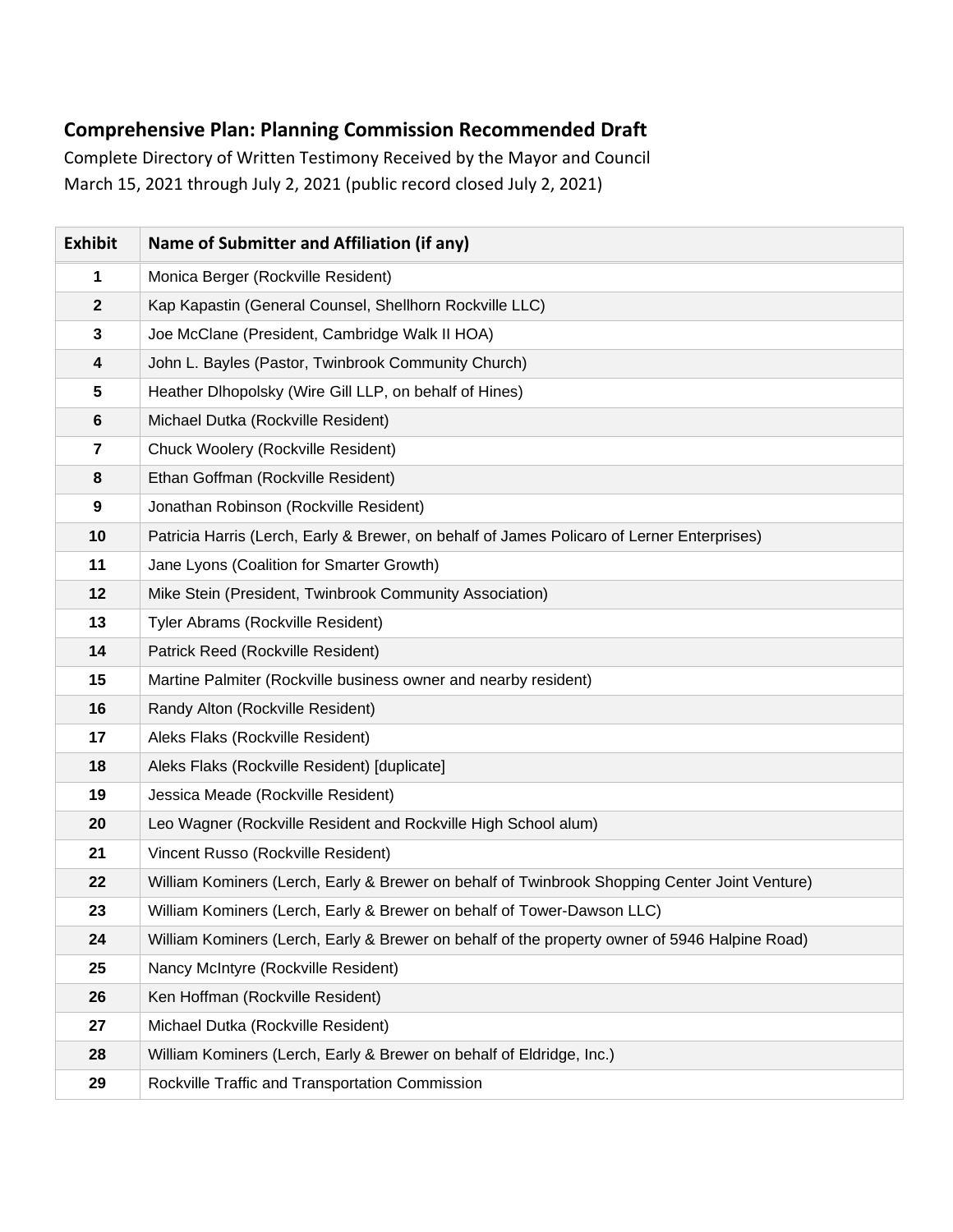**Comprehensive Plan: Planning Commission Recommended Draft**

Complete Directory of Written Testimony Received by the Mayor and Council
March 15, 2021 through July 2, 2021 (public record closed July 2, 2021)

| Exhibit | Name of Submitter and Affiliation (if any) |
|---|---|
| 1 | Monica Berger (Rockville Resident) |
| 2 | Kap Kapastin (General Counsel, Shellhorn Rockville LLC) |
| 3 | Joe McClane (President, Cambridge Walk II HOA) |
| 4 | John L. Bayles (Pastor, Twinbrook Community Church) |
| 5 | Heather Dlhopolsky (Wire Gill LLP, on behalf of Hines) |
| 6 | Michael Dutka (Rockville Resident) |
| 7 | Chuck Woolery (Rockville Resident) |
| 8 | Ethan Goffman (Rockville Resident) |
| 9 | Jonathan Robinson (Rockville Resident) |
| 10 | Patricia Harris (Lerch, Early & Brewer, on behalf of James Policaro of Lerner Enterprises) |
| 11 | Jane Lyons (Coalition for Smarter Growth) |
| 12 | Mike Stein (President, Twinbrook Community Association) |
| 13 | Tyler Abrams (Rockville Resident) |
| 14 | Patrick Reed (Rockville Resident) |
| 15 | Martine Palmiter (Rockville business owner and nearby resident) |
| 16 | Randy Alton (Rockville Resident) |
| 17 | Aleks Flaks (Rockville Resident) |
| 18 | Aleks Flaks (Rockville Resident) [duplicate] |
| 19 | Jessica Meade (Rockville Resident) |
| 20 | Leo Wagner (Rockville Resident and Rockville High School alum) |
| 21 | Vincent Russo (Rockville Resident) |
| 22 | William Kominers (Lerch, Early & Brewer on behalf of Twinbrook Shopping Center Joint Venture) |
| 23 | William Kominers (Lerch, Early & Brewer on behalf of Tower-Dawson LLC) |
| 24 | William Kominers (Lerch, Early & Brewer on behalf of the property owner of 5946 Halpine Road) |
| 25 | Nancy McIntyre (Rockville Resident) |
| 26 | Ken Hoffman (Rockville Resident) |
| 27 | Michael Dutka (Rockville Resident) |
| 28 | William Kominers (Lerch, Early & Brewer on behalf of Eldridge, Inc.) |
| 29 | Rockville Traffic and Transportation Commission |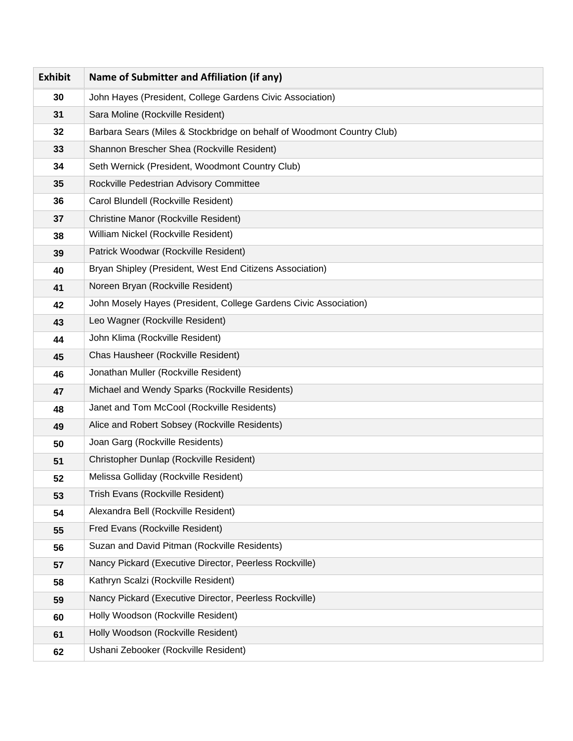| Exhibit | Name of Submitter and Affiliation (if any) |
| --- | --- |
| 30 | John Hayes (President, College Gardens Civic Association) |
| 31 | Sara Moline (Rockville Resident) |
| 32 | Barbara Sears (Miles & Stockbridge on behalf of Woodmont Country Club) |
| 33 | Shannon Brescher Shea (Rockville Resident) |
| 34 | Seth Wernick (President, Woodmont Country Club) |
| 35 | Rockville Pedestrian Advisory Committee |
| 36 | Carol Blundell (Rockville Resident) |
| 37 | Christine Manor (Rockville Resident) |
| 38 | William Nickel (Rockville Resident) |
| 39 | Patrick Woodwar (Rockville Resident) |
| 40 | Bryan Shipley (President, West End Citizens Association) |
| 41 | Noreen Bryan (Rockville Resident) |
| 42 | John Mosely Hayes (President, College Gardens Civic Association) |
| 43 | Leo Wagner (Rockville Resident) |
| 44 | John Klima (Rockville Resident) |
| 45 | Chas Hausheer (Rockville Resident) |
| 46 | Jonathan Muller (Rockville Resident) |
| 47 | Michael and Wendy Sparks (Rockville Residents) |
| 48 | Janet and Tom McCool (Rockville Residents) |
| 49 | Alice and Robert Sobsey (Rockville Residents) |
| 50 | Joan Garg (Rockville Residents) |
| 51 | Christopher Dunlap (Rockville Resident) |
| 52 | Melissa Golliday (Rockville Resident) |
| 53 | Trish Evans (Rockville Resident) |
| 54 | Alexandra Bell (Rockville Resident) |
| 55 | Fred Evans (Rockville Resident) |
| 56 | Suzan and David Pitman (Rockville Residents) |
| 57 | Nancy Pickard (Executive Director, Peerless Rockville) |
| 58 | Kathryn Scalzi (Rockville Resident) |
| 59 | Nancy Pickard (Executive Director, Peerless Rockville) |
| 60 | Holly Woodson (Rockville Resident) |
| 61 | Holly Woodson (Rockville Resident) |
| 62 | Ushani Zebooker (Rockville Resident) |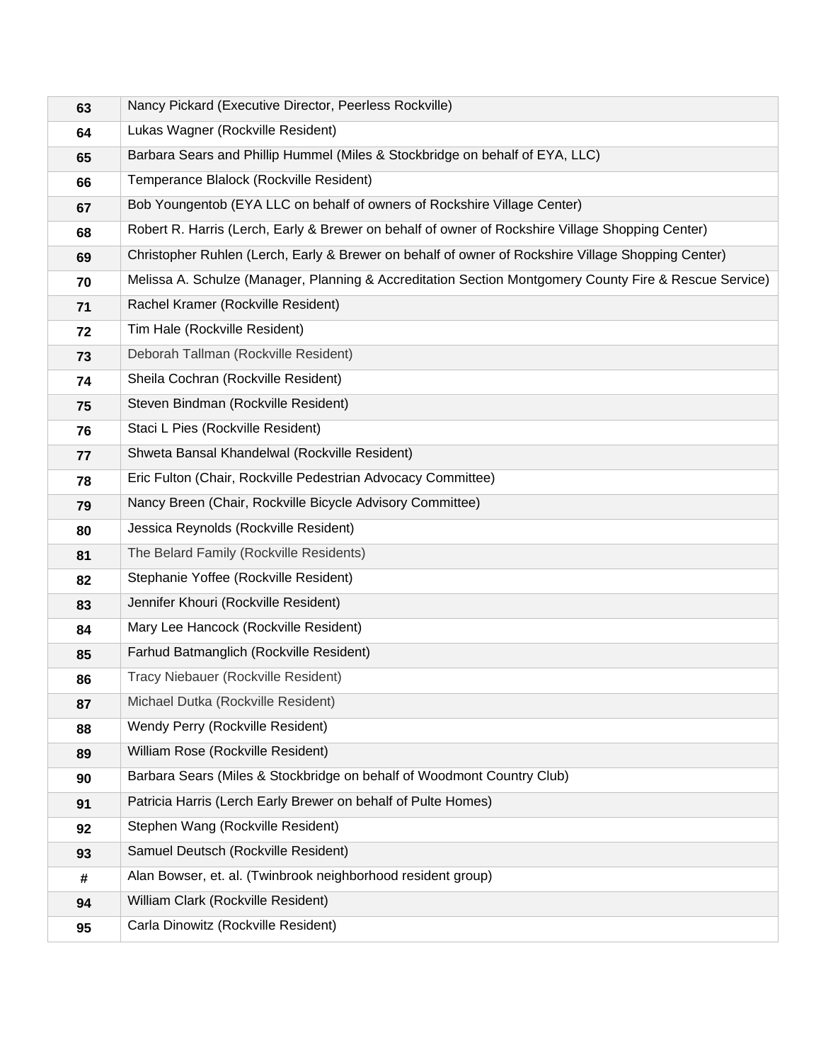| | |
|---|---|
| 63 | Nancy Pickard (Executive Director, Peerless Rockville) |
| 64 | Lukas Wagner (Rockville Resident) |
| 65 | Barbara Sears and Phillip Hummel (Miles & Stockbridge on behalf of EYA, LLC) |
| 66 | Temperance Blalock (Rockville Resident) |
| 67 | Bob Youngentob (EYA LLC on behalf of owners of Rockshire Village Center) |
| 68 | Robert R. Harris (Lerch, Early & Brewer on behalf of owner of Rockshire Village Shopping Center) |
| 69 | Christopher Ruhlen (Lerch, Early & Brewer on behalf of owner of Rockshire Village Shopping Center) |
| 70 | Melissa A. Schulze (Manager, Planning & Accreditation Section Montgomery County Fire & Rescue Service) |
| 71 | Rachel Kramer (Rockville Resident) |
| 72 | Tim Hale (Rockville Resident) |
| 73 | Deborah Tallman (Rockville Resident) |
| 74 | Sheila Cochran (Rockville Resident) |
| 75 | Steven Bindman (Rockville Resident) |
| 76 | Staci L Pies (Rockville Resident) |
| 77 | Shweta Bansal Khandelwal (Rockville Resident) |
| 78 | Eric Fulton (Chair, Rockville Pedestrian Advocacy Committee) |
| 79 | Nancy Breen (Chair, Rockville Bicycle Advisory Committee) |
| 80 | Jessica Reynolds (Rockville Resident) |
| 81 | The Belard Family (Rockville Residents) |
| 82 | Stephanie Yoffee (Rockville Resident) |
| 83 | Jennifer Khouri (Rockville Resident) |
| 84 | Mary Lee Hancock (Rockville Resident) |
| 85 | Farhud Batmanglich (Rockville Resident) |
| 86 | Tracy Niebauer (Rockville Resident) |
| 87 | Michael Dutka (Rockville Resident) |
| 88 | Wendy Perry (Rockville Resident) |
| 89 | William Rose (Rockville Resident) |
| 90 | Barbara Sears (Miles & Stockbridge on behalf of Woodmont Country Club) |
| 91 | Patricia Harris (Lerch Early Brewer on behalf of Pulte Homes) |
| 92 | Stephen Wang (Rockville Resident) |
| 93 | Samuel Deutsch (Rockville Resident) |
| # | Alan Bowser, et. al. (Twinbrook neighborhood resident group) |
| 94 | William Clark (Rockville Resident) |
| 95 | Carla Dinowitz (Rockville Resident) |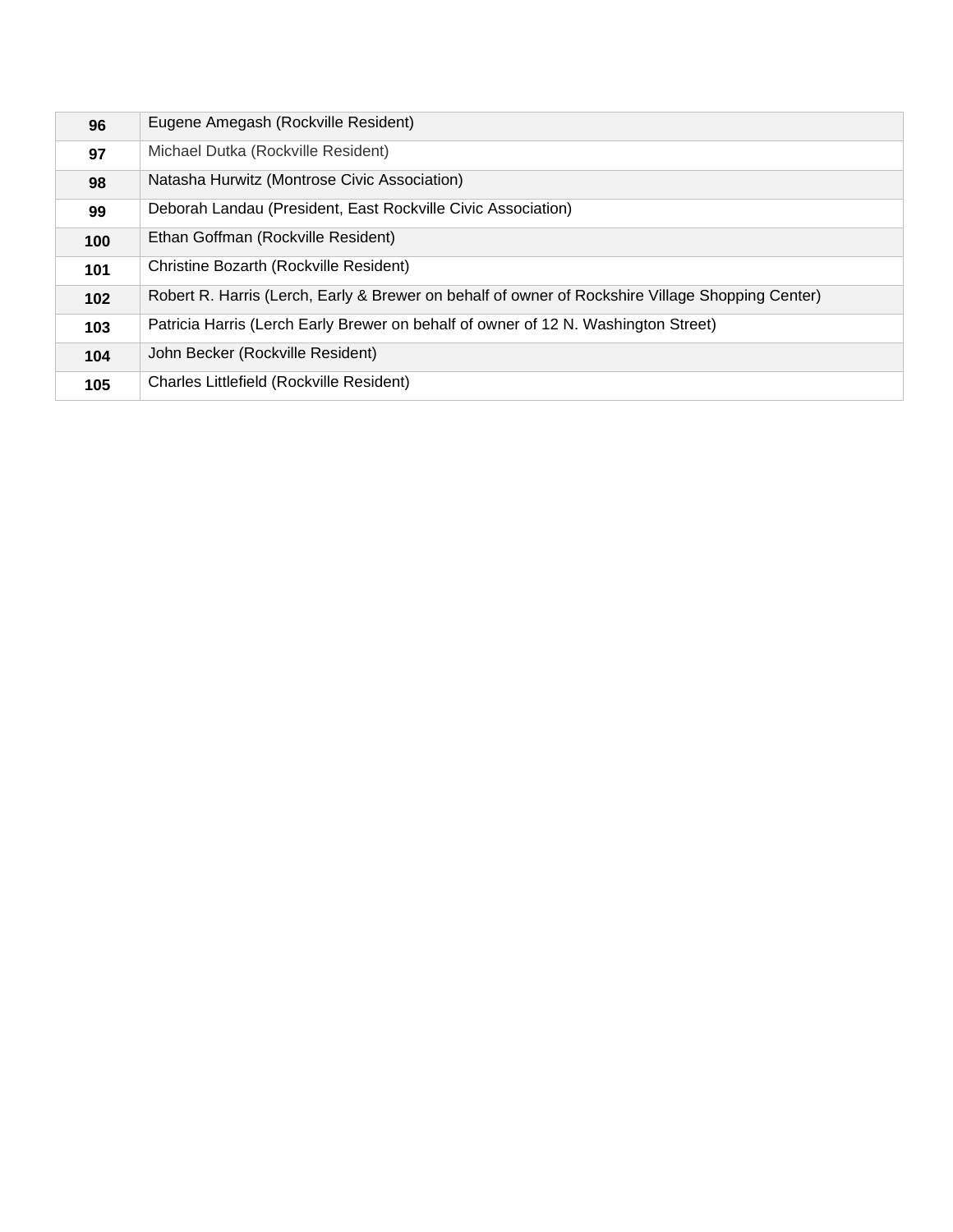| | |
|---|---|
| **96** | Eugene Amegash (Rockville Resident) |
| **97** | Michael Dutka (Rockville Resident) |
| **98** | Natasha Hurwitz (Montrose Civic Association) |
| **99** | Deborah Landau (President, East Rockville Civic Association) |
| **100** | Ethan Goffman (Rockville Resident) |
| **101** | Christine Bozarth (Rockville Resident) |
| **102** | Robert R. Harris (Lerch, Early & Brewer on behalf of owner of Rockshire Village Shopping Center) |
| **103** | Patricia Harris (Lerch Early Brewer on behalf of owner of 12 N. Washington Street) |
| **104** | John Becker (Rockville Resident) |
| **105** | Charles Littlefield (Rockville Resident) |